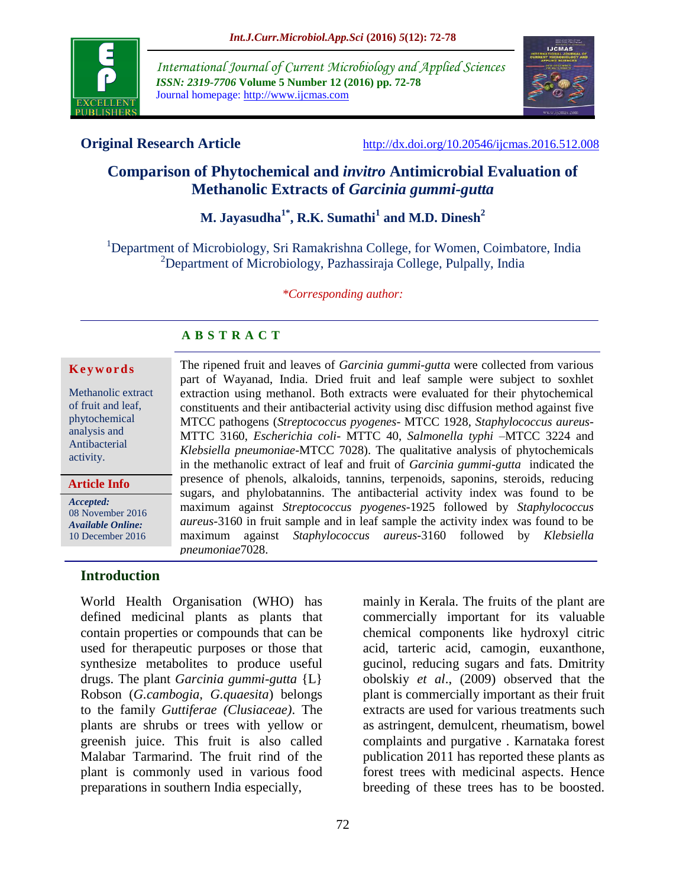International Journal of Current Microbiology and Applied Sciences
*ISSN: 2319-7706* **Volume 5 Number 12 (2016) pp. 72-78**
Journal homepage: http://www.ijcmas.com

**Original Research Article** http://dx.doi.org/10.20546/ijcmas.2016.512.008

# Comparison of Phytochemical and *invitro* Antimicrobial Evaluation of Methanolic Extracts of *Garcinia gummi-gutta*

**M. Jayasudha[1*], R.K. Sumathi[1] and M.D. Dinesh[2]**

[1]Department of Microbiology, Sri Ramakrishna College, for Women, Coimbatore, India
[2]Department of Microbiology, Pazhassiraja College, Pulpally, India

*\*Corresponding author:*

## A B S T R A C T

**Keywords**

Methanolic extract of fruit and leaf, phytochemical analysis and Antibacterial activity.

**Article Info**

***Accepted:*** 08 November 2016
***Available Online:*** 10 December 2016

The ripened fruit and leaves of *Garcinia gummi-gutta* were collected from various part of Wayanad, India. Dried fruit and leaf sample were subject to soxhlet extraction using methanol. Both extracts were evaluated for their phytochemical constituents and their antibacterial activity using disc diffusion method against five MTCC pathogens (*Streptococcus pyogenes*- MTCC 1928, *Staphylococcus aureus*-MTTC 3160, *Escherichia coli*- MTTC 40, *Salmonella typhi* –MTCC 3224 and *Klebsiella pneumoniae*-MTCC 7028). The qualitative analysis of phytochemicals in the methanolic extract of leaf and fruit of *Garcinia gummi-gutta* indicated the presence of phenols, alkaloids, tannins, terpenoids, saponins, steroids, reducing sugars, and phylobatannins. The antibacterial activity index was found to be maximum against *Streptococcus pyogenes*-1925 followed by *Staphylococcus aureus*-3160 in fruit sample and in leaf sample the activity index was found to be maximum against *Staphylococcus aureus*-3160 followed by *Klebsiella pneumoniae*7028.

## Introduction

World Health Organisation (WHO) has defined medicinal plants as plants that contain properties or compounds that can be used for therapeutic purposes or those that synthesize metabolites to produce useful drugs. The plant *Garcinia gummi-gutta* {L} Robson (*G.cambogia, G.quaesita*) belongs to the family *Guttiferae (Clusiaceae)*. The plants are shrubs or trees with yellow or greenish juice. This fruit is also called Malabar Tarmarind. The fruit rind of the plant is commonly used in various food preparations in southern India especially, mainly in Kerala. The fruits of the plant are commercially important for its valuable chemical components like hydroxyl citric acid, tarteric acid, camogin, euxanthone, gucinol, reducing sugars and fats. Dmitrity obolskiy *et al*., (2009) observed that the plant is commercially important as their fruit extracts are used for various treatments such as astringent, demulcent, rheumatism, bowel complaints and purgative . Karnataka forest publication 2011 has reported these plants as forest trees with medicinal aspects. Hence breeding of these trees has to be boosted.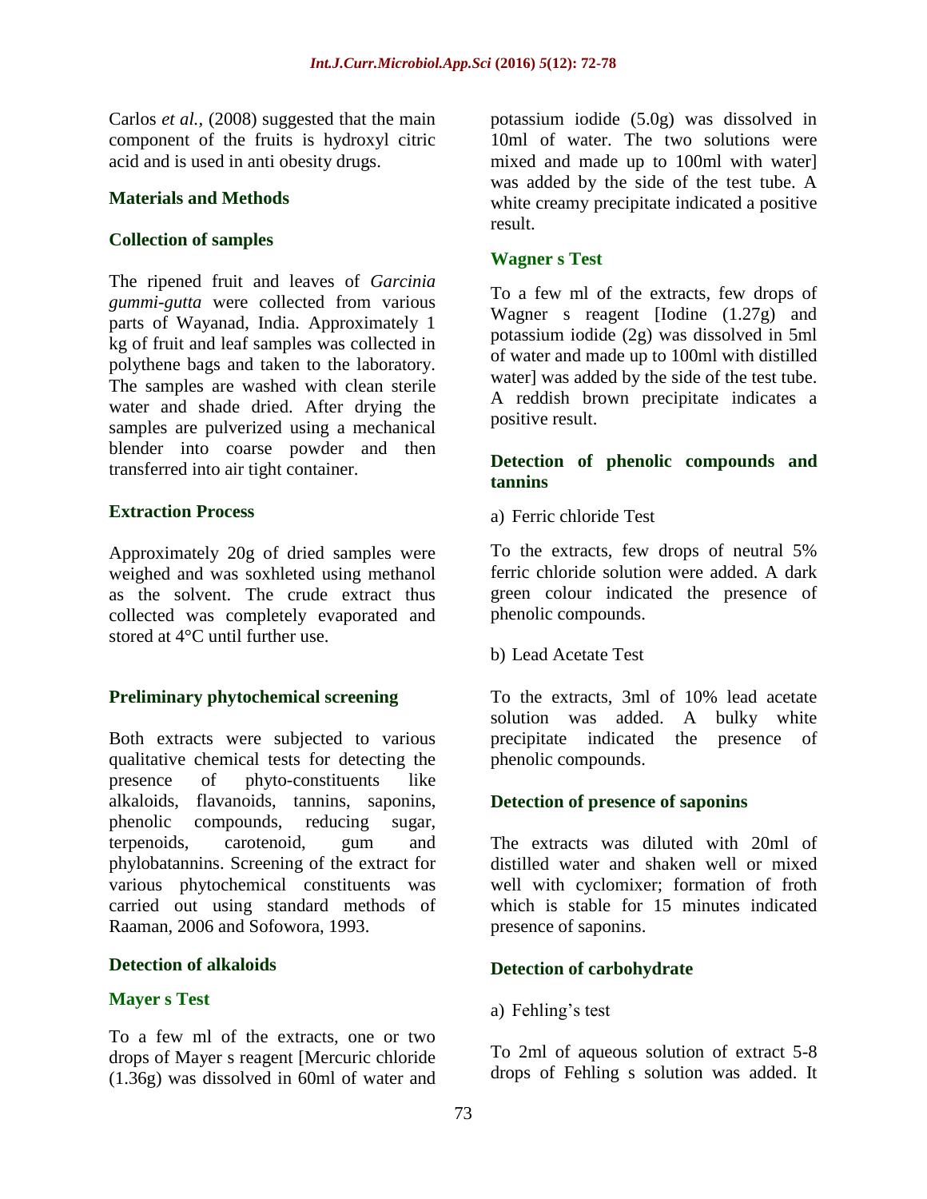Carlos *et al.*, (2008) suggested that the main component of the fruits is hydroxyl citric acid and is used in anti obesity drugs.

## Materials and Methods

### Collection of samples

The ripened fruit and leaves of *Garcinia gummi-gutta* were collected from various parts of Wayanad, India. Approximately 1 kg of fruit and leaf samples was collected in polythene bags and taken to the laboratory. The samples are washed with clean sterile water and shade dried. After drying the samples are pulverized using a mechanical blender into coarse powder and then transferred into air tight container.

### Extraction Process

Approximately 20g of dried samples were weighed and was soxhleted using methanol as the solvent. The crude extract thus collected was completely evaporated and stored at 4°C until further use.

### Preliminary phytochemical screening

Both extracts were subjected to various qualitative chemical tests for detecting the presence of phyto-constituents like alkaloids, flavanoids, tannins, saponins, phenolic compounds, reducing sugar, terpenoids, carotenoid, gum and phylobatannins. Screening of the extract for various phytochemical constituents was carried out using standard methods of Raaman, 2006 and Sofowora, 1993.

### Detection of alkaloids

#### Mayer s Test

To a few ml of the extracts, one or two drops of Mayer s reagent [Mercuric chloride (1.36g) was dissolved in 60ml of water and potassium iodide (5.0g) was dissolved in 10ml of water. The two solutions were mixed and made up to 100ml with water] was added by the side of the test tube. A white creamy precipitate indicated a positive result.

#### Wagner s Test

To a few ml of the extracts, few drops of Wagner s reagent [Iodine (1.27g) and potassium iodide (2g) was dissolved in 5ml of water and made up to 100ml with distilled water] was added by the side of the test tube. A reddish brown precipitate indicates a positive result.

### Detection of phenolic compounds and tannins

a) Ferric chloride Test

To the extracts, few drops of neutral 5% ferric chloride solution were added. A dark green colour indicated the presence of phenolic compounds.

b) Lead Acetate Test

To the extracts, 3ml of 10% lead acetate solution was added. A bulky white precipitate indicated the presence of phenolic compounds.

### Detection of presence of saponins

The extracts was diluted with 20ml of distilled water and shaken well or mixed well with cyclomixer; formation of froth which is stable for 15 minutes indicated presence of saponins.

### Detection of carbohydrate

a) Fehling's test

To 2ml of aqueous solution of extract 5-8 drops of Fehling s solution was added. It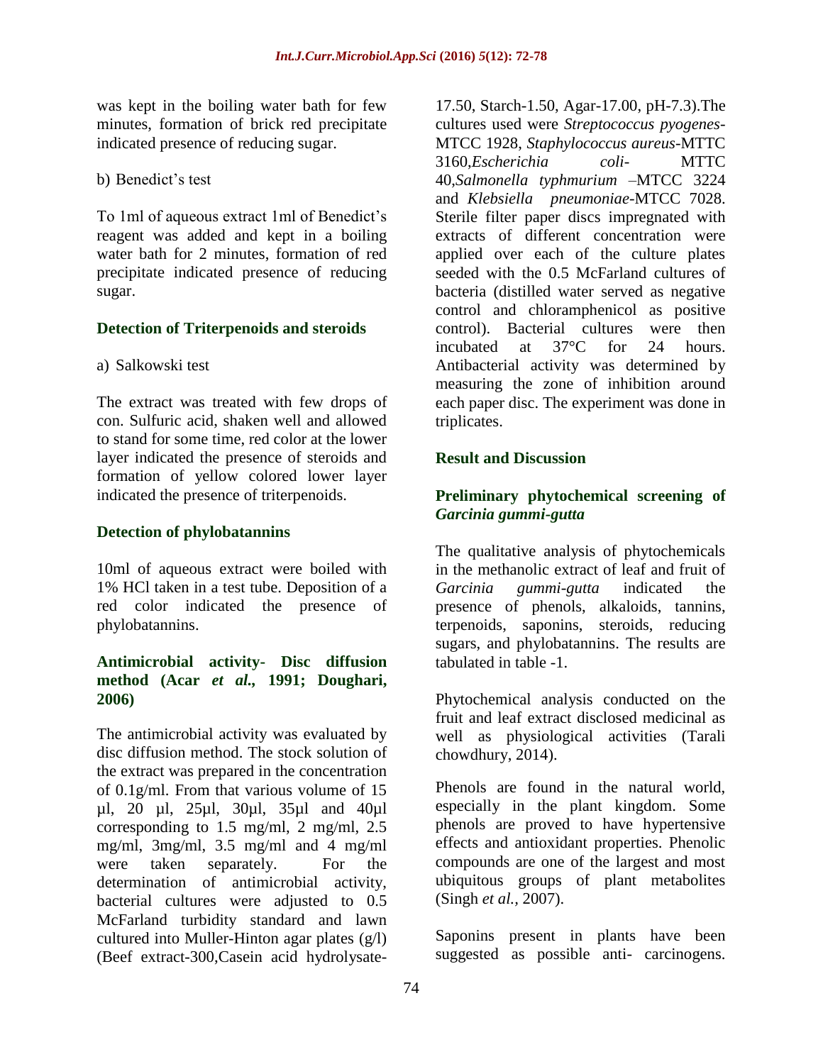was kept in the boiling water bath for few minutes, formation of brick red precipitate indicated presence of reducing sugar.

b) Benedict's test

To 1ml of aqueous extract 1ml of Benedict's reagent was added and kept in a boiling water bath for 2 minutes, formation of red precipitate indicated presence of reducing sugar.

### Detection of Triterpenoids and steroids

a) Salkowski test

The extract was treated with few drops of con. Sulfuric acid, shaken well and allowed to stand for some time, red color at the lower layer indicated the presence of steroids and formation of yellow colored lower layer indicated the presence of triterpenoids.

### Detection of phylobatannins

10ml of aqueous extract were boiled with 1% HCl taken in a test tube. Deposition of a red color indicated the presence of phylobatannins.

### Antimicrobial activity- Disc diffusion method (Acar *et al.*, 1991; Doughari, 2006)

The antimicrobial activity was evaluated by disc diffusion method. The stock solution of the extract was prepared in the concentration of 0.1g/ml. From that various volume of 15 µl, 20 µl, 25µl, 30µl, 35µl and 40µl corresponding to 1.5 mg/ml, 2 mg/ml, 2.5 mg/ml, 3mg/ml, 3.5 mg/ml and 4 mg/ml were taken separately. For the determination of antimicrobial activity, bacterial cultures were adjusted to 0.5 McFarland turbidity standard and lawn cultured into Muller-Hinton agar plates (g/l) (Beef extract-300,Casein acid hydrolysate-17.50, Starch-1.50, Agar-17.00, pH-7.3).The cultures used were *Streptococcus pyogenes*-MTCC 1928, *Staphylococcus aureus*-MTTC 3160,*Escherichia coli*- MTTC 40,*Salmonella typhmurium* –MTCC 3224 and *Klebsiella pneumoniae*-MTCC 7028. Sterile filter paper discs impregnated with extracts of different concentration were applied over each of the culture plates seeded with the 0.5 McFarland cultures of bacteria (distilled water served as negative control and chloramphenicol as positive control). Bacterial cultures were then incubated at 37°C for 24 hours. Antibacterial activity was determined by measuring the zone of inhibition around each paper disc. The experiment was done in triplicates.

## Result and Discussion

### Preliminary phytochemical screening of *Garcinia gummi-gutta*

The qualitative analysis of phytochemicals in the methanolic extract of leaf and fruit of *Garcinia gummi-gutta* indicated the presence of phenols, alkaloids, tannins, terpenoids, saponins, steroids, reducing sugars, and phylobatannins. The results are tabulated in table -1.

Phytochemical analysis conducted on the fruit and leaf extract disclosed medicinal as well as physiological activities (Tarali chowdhury, 2014).

Phenols are found in the natural world, especially in the plant kingdom. Some phenols are proved to have hypertensive effects and antioxidant properties. Phenolic compounds are one of the largest and most ubiquitous groups of plant metabolites (Singh *et al.,* 2007).

Saponins present in plants have been suggested as possible anti- carcinogens.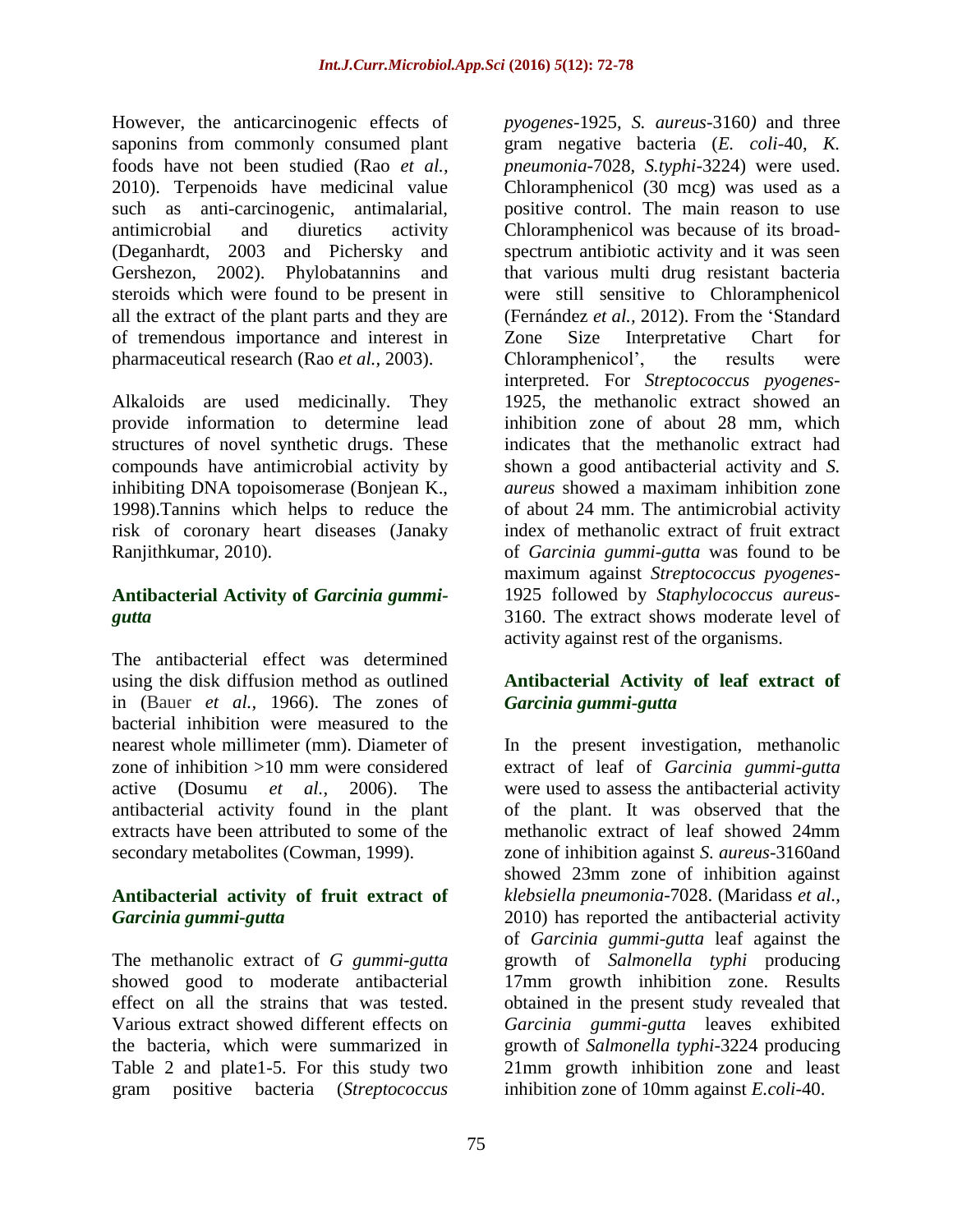However, the anticarcinogenic effects of saponins from commonly consumed plant foods have not been studied (Rao *et al.,* 2010). Terpenoids have medicinal value such as anti-carcinogenic, antimalarial, antimicrobial and diuretics activity (Deganhardt, 2003 and Pichersky and Gershezon, 2002). Phylobatannins and steroids which were found to be present in all the extract of the plant parts and they are of tremendous importance and interest in pharmaceutical research (Rao *et al.,* 2003).

Alkaloids are used medicinally. They provide information to determine lead structures of novel synthetic drugs. These compounds have antimicrobial activity by inhibiting DNA topoisomerase (Bonjean K., 1998).Tannins which helps to reduce the risk of coronary heart diseases (Janaky Ranjithkumar, 2010).

## Antibacterial Activity of *Garcinia gummi-gutta*

The antibacterial effect was determined using the disk diffusion method as outlined in (Bauer *et al.,* 1966). The zones of bacterial inhibition were measured to the nearest whole millimeter (mm). Diameter of zone of inhibition >10 mm were considered active (Dosumu *et al.,* 2006). The antibacterial activity found in the plant extracts have been attributed to some of the secondary metabolites (Cowman, 1999).

### Antibacterial activity of fruit extract of *Garcinia gummi-gutta*

The methanolic extract of *G gummi-gutta* showed good to moderate antibacterial effect on all the strains that was tested. Various extract showed different effects on the bacteria, which were summarized in Table 2 and plate1-5. For this study two gram positive bacteria (*Streptococcus pyogenes*-1925, *S. aureus*-3160*)* and three gram negative bacteria (*E. coli*-40, *K. pneumonia*-7028, *S.typhi*-3224) were used. Chloramphenicol (30 mcg) was used as a positive control. The main reason to use Chloramphenicol was because of its broad-spectrum antibiotic activity and it was seen that various multi drug resistant bacteria were still sensitive to Chloramphenicol (Fernández *et al.,* 2012). From the 'Standard Zone Size Interpretative Chart for Chloramphenicol', the results were interpreted. For *Streptococcus pyogenes*-1925, the methanolic extract showed an inhibition zone of about 28 mm, which indicates that the methanolic extract had shown a good antibacterial activity and *S. aureus* showed a maximam inhibition zone of about 24 mm. The antimicrobial activity index of methanolic extract of fruit extract of *Garcinia gummi-gutta* was found to be maximum against *Streptococcus pyogenes*-1925 followed by *Staphylococcus aureus*-3160. The extract shows moderate level of activity against rest of the organisms.

### Antibacterial Activity of leaf extract of *Garcinia gummi-gutta*

In the present investigation, methanolic extract of leaf of *Garcinia gummi-gutta* were used to assess the antibacterial activity of the plant. It was observed that the methanolic extract of leaf showed 24mm zone of inhibition against *S. aureus*-3160and showed 23mm zone of inhibition against *klebsiella pneumonia*-7028. (Maridass *et al.,* 2010) has reported the antibacterial activity of *Garcinia gummi-gutta* leaf against the growth of *Salmonella typhi* producing 17mm growth inhibition zone. Results obtained in the present study revealed that *Garcinia gummi-gutta* leaves exhibited growth of *Salmonella typhi*-3224 producing 21mm growth inhibition zone and least inhibition zone of 10mm against *E.coli*-40.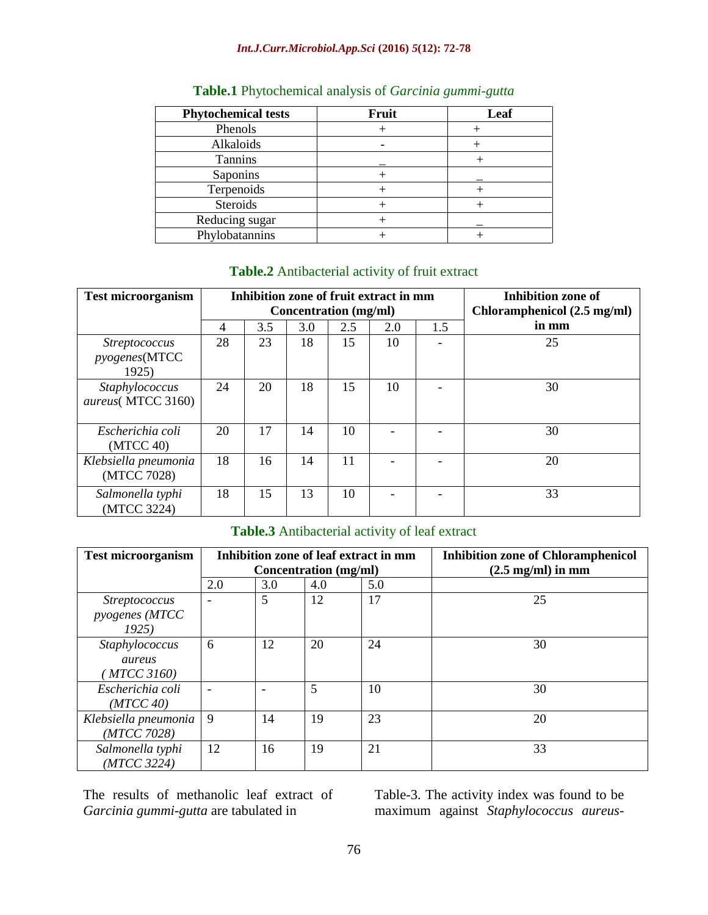**Table.1** Phytochemical analysis of *Garcinia gummi-gutta*

| Phytochemical tests | Fruit | Leaf |
|---|---|---|
| Phenols | + | + |
| Alkaloids | - | + |
| Tannins | _ | + |
| Saponins | + | _ |
| Terpenoids | + | + |
| Steroids | + | + |
| Reducing sugar | + | _ |
| Phylobatannins | + | + |

**Table.2** Antibacterial activity of fruit extract

| Test microorganism | Inhibition zone of fruit extract in mm Concentration (mg/ml) | | | | | | Inhibition zone of Chloramphenicol (2.5 mg/ml) in mm |
|---|---|---|---|---|---|---|---|
| | 4 | 3.5 | 3.0 | 2.5 | 2.0 | 1.5 | |
| *Streptococcus pyogenes*(MTCC 1925) | 28 | 23 | 18 | 15 | 10 | - | 25 |
| *Staphylococcus aureus*( MTCC 3160) | 24 | 20 | 18 | 15 | 10 | - | 30 |
| *Escherichia coli* (MTCC 40) | 20 | 17 | 14 | 10 | - | - | 30 |
| *Klebsiella pneumonia* (MTCC 7028) | 18 | 16 | 14 | 11 | - | - | 20 |
| *Salmonella typhi* (MTCC 3224) | 18 | 15 | 13 | 10 | - | - | 33 |

**Table.3** Antibacterial activity of leaf extract

| Test microorganism | Inhibition zone of leaf extract in mm Concentration (mg/ml) | | | | Inhibition zone of Chloramphenicol (2.5 mg/ml) in mm |
|---|---|---|---|---|---|
| | 2.0 | 3.0 | 4.0 | 5.0 | |
| *Streptococcus pyogenes (MTCC 1925)* | - | 5 | 12 | 17 | 25 |
| *Staphylococcus aureus ( MTCC 3160)* | 6 | 12 | 20 | 24 | 30 |
| *Escherichia coli (MTCC 40)* | - | - | 5 | 10 | 30 |
| *Klebsiella pneumonia (MTCC 7028)* | 9 | 14 | 19 | 23 | 20 |
| *Salmonella typhi (MTCC 3224)* | 12 | 16 | 19 | 21 | 33 |

The results of methanolic leaf extract of *Garcinia gummi-gutta* are tabulated in Table-3. The activity index was found to be maximum against *Staphylococcus aureus*-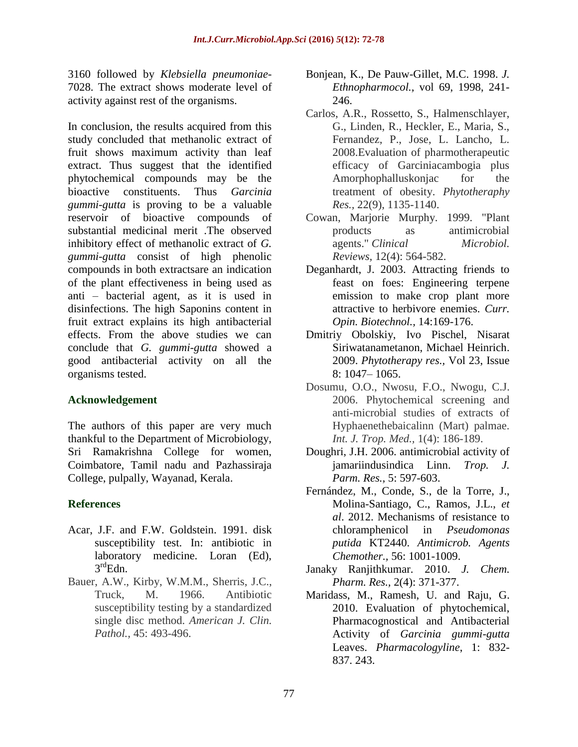3160 followed by *Klebsiella pneumoniae*-7028. The extract shows moderate level of activity against rest of the organisms.

In conclusion, the results acquired from this study concluded that methanolic extract of fruit shows maximum activity than leaf extract. Thus suggest that the identified phytochemical compounds may be the bioactive constituents. Thus *Garcinia gummi-gutta* is proving to be a valuable reservoir of bioactive compounds of substantial medicinal merit .The observed inhibitory effect of methanolic extract of *G. gummi-gutta* consist of high phenolic compounds in both extractsare an indication of the plant effectiveness in being used as anti – bacterial agent, as it is used in disinfections. The high Saponins content in fruit extract explains its high antibacterial effects. From the above studies we can conclude that *G. gummi-gutta* showed a good antibacterial activity on all the organisms tested.

## Acknowledgement

The authors of this paper are very much thankful to the Department of Microbiology, Sri Ramakrishna College for women, Coimbatore, Tamil nadu and Pazhassiraja College, pulpally, Wayanad, Kerala.

## References

Acar, J.F. and F.W. Goldstein. 1991. disk susceptibility test. In: antibiotic in laboratory medicine. Loran (Ed), 3rdEdn.

Bauer, A.W., Kirby, W.M.M., Sherris, J.C., Truck, M. 1966. Antibiotic susceptibility testing by a standardized single disc method. *American J. Clin. Pathol.*, 45: 493-496.

Bonjean, K., De Pauw-Gillet, M.C. 1998. *J. Ethnopharmocol.*, vol 69, 1998, 241-246.

Carlos, A.R., Rossetto, S., Halmenschlayer, G., Linden, R., Heckler, E., Maria, S., Fernandez, P., Jose, L. Lancho, L. 2008.Evaluation of pharmotherapeutic efficacy of Garciniacambogia plus Amorphophalluskonjac for the treatment of obesity. *Phytotheraphy Res.*, 22(9), 1135-1140.

Cowan, Marjorie Murphy. 1999. "Plant products as antimicrobial agents." *Clinical Microbiol. Reviews*, 12(4): 564-582.

Deganhardt, J. 2003. Attracting friends to feast on foes: Engineering terpene emission to make crop plant more attractive to herbivore enemies. *Curr. Opin. Biotechnol.*, 14:169-176.

Dmitriy Obolskiy, Ivo Pischel, Nisarat Siriwatanametanon, Michael Heinrich. 2009. *Phytotherapy res.*, Vol 23, Issue 8: 1047– 1065.

Dosumu, O.O., Nwosu, F.O., Nwogu, C.J. 2006. Phytochemical screening and anti-microbial studies of extracts of Hyphaenethebaicalinn (Mart) palmae. *Int. J. Trop. Med.*, 1(4): 186-189.

Doughri, J.H. 2006. antimicrobial activity of jamariindusindica Linn. *Trop. J. Parm. Res.*, 5: 597-603.

Fernández, M., Conde, S., de la Torre, J., Molina-Santiago, C., Ramos, J.L., *et al*. 2012. Mechanisms of resistance to chloramphenicol in *Pseudomonas putida* KT2440. *Antimicrob. Agents Chemother.*, 56: 1001-1009.

Janaky Ranjithkumar. 2010. *J. Chem. Pharm. Res.*, 2(4): 371-377.

Maridass, M., Ramesh, U. and Raju, G. 2010. Evaluation of phytochemical, Pharmacognostical and Antibacterial Activity of *Garcinia gummi-gutta* Leaves. *Pharmacologyline*, 1: 832-837. 243.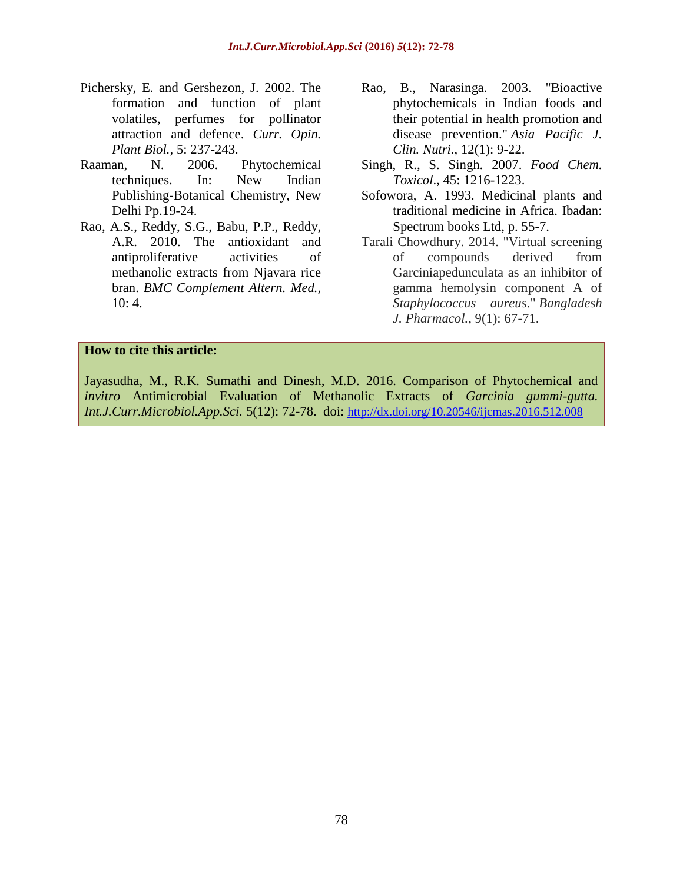Pichersky, E. and Gershezon, J. 2002. The formation and function of plant volatiles, perfumes for pollinator attraction and defence. *Curr. Opin. Plant Biol.*, 5: 237-243.

Raaman, N. 2006. Phytochemical techniques. In: New Indian Publishing-Botanical Chemistry, New Delhi Pp.19-24.

Rao, A.S., Reddy, S.G., Babu, P.P., Reddy, A.R. 2010. The antioxidant and antiproliferative activities of methanolic extracts from Njavara rice bran. *BMC Complement Altern. Med.*, 10: 4.

Rao, B., Narasinga. 2003. "Bioactive phytochemicals in Indian foods and their potential in health promotion and disease prevention." *Asia Pacific J. Clin. Nutri.*, 12(1): 9-22.

Singh, R., S. Singh. 2007. *Food Chem. Toxicol*., 45: 1216-1223.

Sofowora, A. 1993. Medicinal plants and traditional medicine in Africa. Ibadan: Spectrum books Ltd, p. 55-7.

Tarali Chowdhury. 2014. "Virtual screening of compounds derived from Garciniapedunculata as an inhibitor of gamma hemolysin component A of *Staphylococcus aureus*." *Bangladesh J. Pharmacol.*, 9(1): 67-71.

**How to cite this article:**

Jayasudha, M., R.K. Sumathi and Dinesh, M.D. 2016. Comparison of Phytochemical and *invitro* Antimicrobial Evaluation of Methanolic Extracts of *Garcinia gummi-gutta. Int.J.Curr.Microbiol.App.Sci.* 5(12): 72-78. doi: http://dx.doi.org/10.20546/ijcmas.2016.512.008